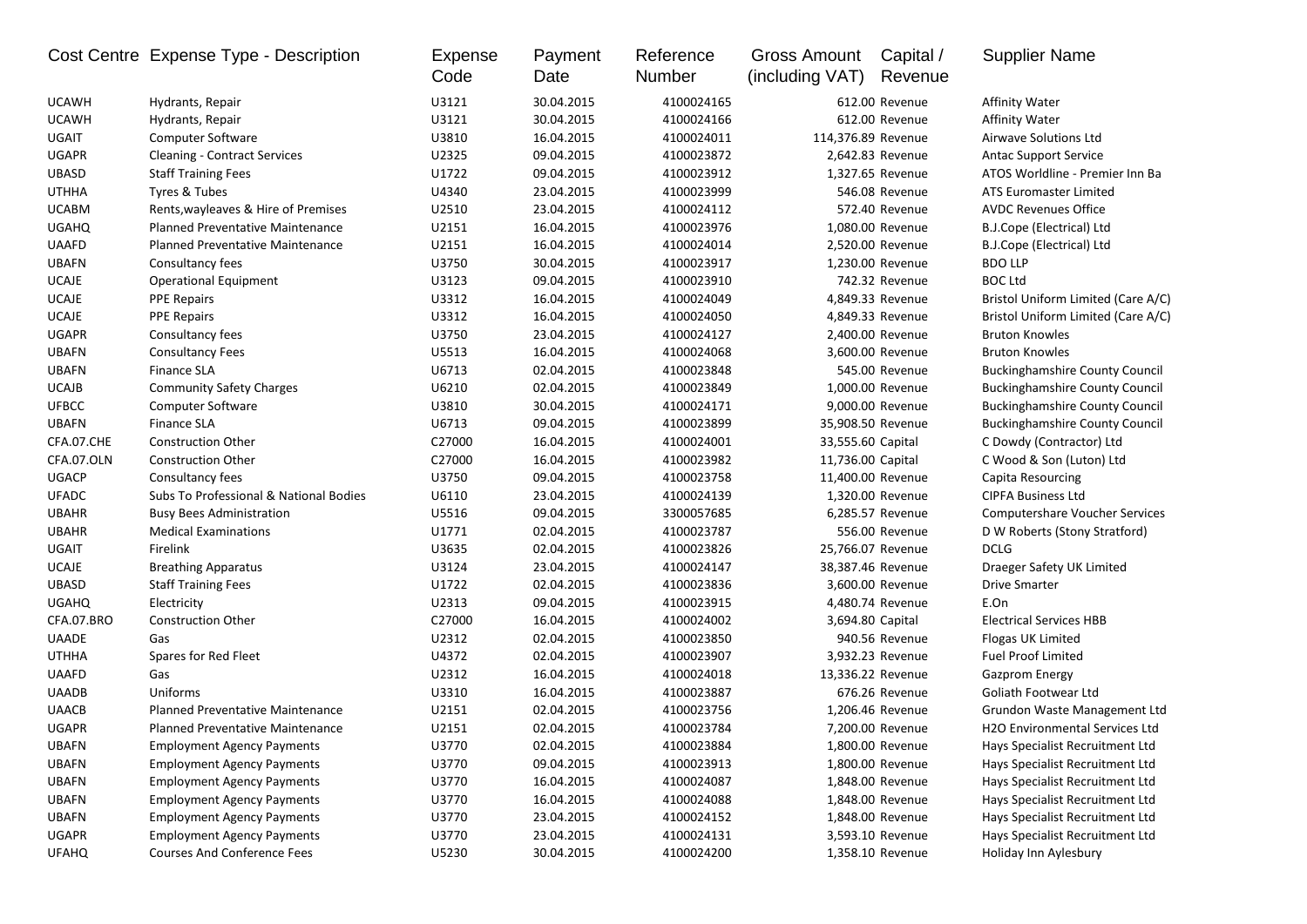| Cost Centre | Expense Type - Description | Expense Code | Payment Date | Reference Number | Gross Amount (including VAT) | Capital / Revenue | Supplier Name |
|---|---|---|---|---|---|---|---|
| UCAWH | Hydrants, Repair | U3121 | 30.04.2015 | 4100024165 | 612.00 | Revenue | Affinity Water |
| UCAWH | Hydrants, Repair | U3121 | 30.04.2015 | 4100024166 | 612.00 | Revenue | Affinity Water |
| UGAIT | Computer Software | U3810 | 16.04.2015 | 4100024011 | 114,376.89 | Revenue | Airwave Solutions Ltd |
| UGAPR | Cleaning - Contract Services | U2325 | 09.04.2015 | 4100023872 | 2,642.83 | Revenue | Antac Support Service |
| UBASD | Staff Training Fees | U1722 | 09.04.2015 | 4100023912 | 1,327.65 | Revenue | ATOS Worldline - Premier Inn Ba |
| UTHHA | Tyres & Tubes | U4340 | 23.04.2015 | 4100023999 | 546.08 | Revenue | ATS Euromaster Limited |
| UCABM | Rents,wayleaves & Hire of Premises | U2510 | 23.04.2015 | 4100024112 | 572.40 | Revenue | AVDC Revenues Office |
| UGAHQ | Planned Preventative Maintenance | U2151 | 16.04.2015 | 4100023976 | 1,080.00 | Revenue | B.J.Cope (Electrical) Ltd |
| UAAFD | Planned Preventative Maintenance | U2151 | 16.04.2015 | 4100024014 | 2,520.00 | Revenue | B.J.Cope (Electrical) Ltd |
| UBAFN | Consultancy fees | U3750 | 30.04.2015 | 4100023917 | 1,230.00 | Revenue | BDO LLP |
| UCAJE | Operational Equipment | U3123 | 09.04.2015 | 4100023910 | 742.32 | Revenue | BOC Ltd |
| UCAJE | PPE Repairs | U3312 | 16.04.2015 | 4100024049 | 4,849.33 | Revenue | Bristol Uniform Limited (Care A/C) |
| UCAJE | PPE Repairs | U3312 | 16.04.2015 | 4100024050 | 4,849.33 | Revenue | Bristol Uniform Limited (Care A/C) |
| UGAPR | Consultancy fees | U3750 | 23.04.2015 | 4100024127 | 2,400.00 | Revenue | Bruton Knowles |
| UBAFN | Consultancy Fees | U5513 | 16.04.2015 | 4100024068 | 3,600.00 | Revenue | Bruton Knowles |
| UBAFN | Finance SLA | U6713 | 02.04.2015 | 4100023848 | 545.00 | Revenue | Buckinghamshire County Council |
| UCAJB | Community Safety Charges | U6210 | 02.04.2015 | 4100023849 | 1,000.00 | Revenue | Buckinghamshire County Council |
| UFBCC | Computer Software | U3810 | 30.04.2015 | 4100024171 | 9,000.00 | Revenue | Buckinghamshire County Council |
| UBAFN | Finance SLA | U6713 | 09.04.2015 | 4100023899 | 35,908.50 | Revenue | Buckinghamshire County Council |
| CFA.07.CHE | Construction Other | C27000 | 16.04.2015 | 4100024001 | 33,555.60 | Capital | C Dowdy (Contractor) Ltd |
| CFA.07.OLN | Construction Other | C27000 | 16.04.2015 | 4100023982 | 11,736.00 | Capital | C Wood & Son (Luton) Ltd |
| UGACP | Consultancy fees | U3750 | 09.04.2015 | 4100023758 | 11,400.00 | Revenue | Capita Resourcing |
| UFADC | Subs To Professional & National Bodies | U6110 | 23.04.2015 | 4100024139 | 1,320.00 | Revenue | CIPFA Business Ltd |
| UBAHR | Busy Bees Administration | U5516 | 09.04.2015 | 3300057685 | 6,285.57 | Revenue | Computershare Voucher Services |
| UBAHR | Medical Examinations | U1771 | 02.04.2015 | 4100023787 | 556.00 | Revenue | D W Roberts (Stony Stratford) |
| UGAIT | Firelink | U3635 | 02.04.2015 | 4100023826 | 25,766.07 | Revenue | DCLG |
| UCAJE | Breathing Apparatus | U3124 | 23.04.2015 | 4100024147 | 38,387.46 | Revenue | Draeger Safety UK Limited |
| UBASD | Staff Training Fees | U1722 | 02.04.2015 | 4100023836 | 3,600.00 | Revenue | Drive Smarter |
| UGAHQ | Electricity | U2313 | 09.04.2015 | 4100023915 | 4,480.74 | Revenue | E.On |
| CFA.07.BRO | Construction Other | C27000 | 16.04.2015 | 4100024002 | 3,694.80 | Capital | Electrical Services HBB |
| UAADE | Gas | U2312 | 02.04.2015 | 4100023850 | 940.56 | Revenue | Flogas UK Limited |
| UTHHA | Spares for Red Fleet | U4372 | 02.04.2015 | 4100023907 | 3,932.23 | Revenue | Fuel Proof Limited |
| UAAFD | Gas | U2312 | 16.04.2015 | 4100024018 | 13,336.22 | Revenue | Gazprom Energy |
| UAADB | Uniforms | U3310 | 16.04.2015 | 4100023887 | 676.26 | Revenue | Goliath Footwear Ltd |
| UAACB | Planned Preventative Maintenance | U2151 | 02.04.2015 | 4100023756 | 1,206.46 | Revenue | Grundon Waste Management Ltd |
| UGAPR | Planned Preventative Maintenance | U2151 | 02.04.2015 | 4100023784 | 7,200.00 | Revenue | H2O Environmental Services Ltd |
| UBAFN | Employment Agency Payments | U3770 | 02.04.2015 | 4100023884 | 1,800.00 | Revenue | Hays Specialist Recruitment Ltd |
| UBAFN | Employment Agency Payments | U3770 | 09.04.2015 | 4100023913 | 1,800.00 | Revenue | Hays Specialist Recruitment Ltd |
| UBAFN | Employment Agency Payments | U3770 | 16.04.2015 | 4100024087 | 1,848.00 | Revenue | Hays Specialist Recruitment Ltd |
| UBAFN | Employment Agency Payments | U3770 | 16.04.2015 | 4100024088 | 1,848.00 | Revenue | Hays Specialist Recruitment Ltd |
| UBAFN | Employment Agency Payments | U3770 | 23.04.2015 | 4100024152 | 1,848.00 | Revenue | Hays Specialist Recruitment Ltd |
| UGAPR | Employment Agency Payments | U3770 | 23.04.2015 | 4100024131 | 3,593.10 | Revenue | Hays Specialist Recruitment Ltd |
| UFAHQ | Courses And Conference Fees | U5230 | 30.04.2015 | 4100024200 | 1,358.10 | Revenue | Holiday Inn Aylesbury |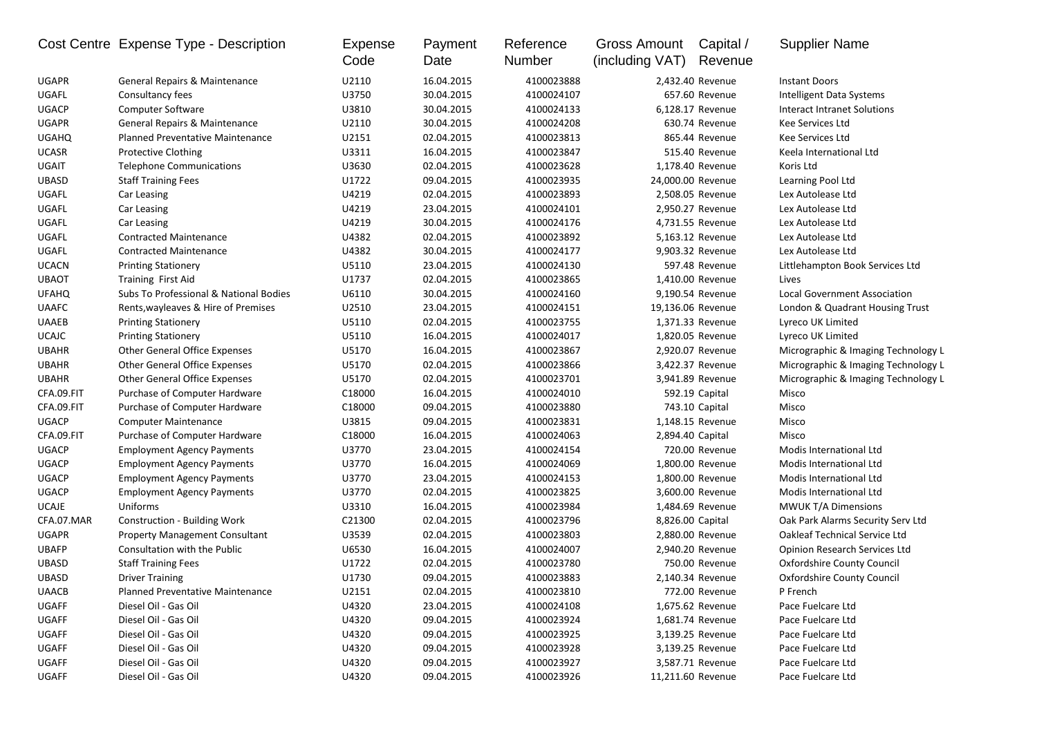| Cost Centre | Expense Type - Description | Expense Code | Payment Date | Reference Number | Gross Amount (including VAT) | Capital / Revenue | Supplier Name |
|---|---|---|---|---|---|---|---|
| UGAPR | General Repairs & Maintenance | U2110 | 16.04.2015 | 4100023888 | 2,432.40 | Revenue | Instant Doors |
| UGAFL | Consultancy fees | U3750 | 30.04.2015 | 4100024107 | 657.60 | Revenue | Intelligent Data Systems |
| UGACP | Computer Software | U3810 | 30.04.2015 | 4100024133 | 6,128.17 | Revenue | Interact Intranet Solutions |
| UGAPR | General Repairs & Maintenance | U2110 | 30.04.2015 | 4100024208 | 630.74 | Revenue | Kee Services Ltd |
| UGAHQ | Planned Preventative Maintenance | U2151 | 02.04.2015 | 4100023813 | 865.44 | Revenue | Kee Services Ltd |
| UCASR | Protective Clothing | U3311 | 16.04.2015 | 4100023847 | 515.40 | Revenue | Keela International Ltd |
| UGAIT | Telephone Communications | U3630 | 02.04.2015 | 4100023628 | 1,178.40 | Revenue | Koris Ltd |
| UBASD | Staff Training Fees | U1722 | 09.04.2015 | 4100023935 | 24,000.00 | Revenue | Learning Pool Ltd |
| UGAFL | Car Leasing | U4219 | 02.04.2015 | 4100023893 | 2,508.05 | Revenue | Lex Autolease Ltd |
| UGAFL | Car Leasing | U4219 | 23.04.2015 | 4100024101 | 2,950.27 | Revenue | Lex Autolease Ltd |
| UGAFL | Car Leasing | U4219 | 30.04.2015 | 4100024176 | 4,731.55 | Revenue | Lex Autolease Ltd |
| UGAFL | Contracted Maintenance | U4382 | 02.04.2015 | 4100023892 | 5,163.12 | Revenue | Lex Autolease Ltd |
| UGAFL | Contracted Maintenance | U4382 | 30.04.2015 | 4100024177 | 9,903.32 | Revenue | Lex Autolease Ltd |
| UCACN | Printing Stationery | U5110 | 23.04.2015 | 4100024130 | 597.48 | Revenue | Littlehampton Book Services Ltd |
| UBAOT | Training First Aid | U1737 | 02.04.2015 | 4100023865 | 1,410.00 | Revenue | Lives |
| UFAHQ | Subs To Professional & National Bodies | U6110 | 30.04.2015 | 4100024160 | 9,190.54 | Revenue | Local Government Association |
| UAAFC | Rents,wayleaves & Hire of Premises | U2510 | 23.04.2015 | 4100024151 | 19,136.06 | Revenue | London & Quadrant Housing Trust |
| UAAEB | Printing Stationery | U5110 | 02.04.2015 | 4100023755 | 1,371.33 | Revenue | Lyreco UK Limited |
| UCAJC | Printing Stationery | U5110 | 16.04.2015 | 4100024017 | 1,820.05 | Revenue | Lyreco UK Limited |
| UBAHR | Other General Office Expenses | U5170 | 16.04.2015 | 4100023867 | 2,920.07 | Revenue | Micrographic & Imaging Technology L |
| UBAHR | Other General Office Expenses | U5170 | 02.04.2015 | 4100023866 | 3,422.37 | Revenue | Micrographic & Imaging Technology L |
| UBAHR | Other General Office Expenses | U5170 | 02.04.2015 | 4100023701 | 3,941.89 | Revenue | Micrographic & Imaging Technology L |
| CFA.09.FIT | Purchase of Computer Hardware | C18000 | 16.04.2015 | 4100024010 | 592.19 | Capital | Misco |
| CFA.09.FIT | Purchase of Computer Hardware | C18000 | 09.04.2015 | 4100023880 | 743.10 | Capital | Misco |
| UGACP | Computer Maintenance | U3815 | 09.04.2015 | 4100023831 | 1,148.15 | Revenue | Misco |
| CFA.09.FIT | Purchase of Computer Hardware | C18000 | 16.04.2015 | 4100024063 | 2,894.40 | Capital | Misco |
| UGACP | Employment Agency Payments | U3770 | 23.04.2015 | 4100024154 | 720.00 | Revenue | Modis International Ltd |
| UGACP | Employment Agency Payments | U3770 | 16.04.2015 | 4100024069 | 1,800.00 | Revenue | Modis International Ltd |
| UGACP | Employment Agency Payments | U3770 | 23.04.2015 | 4100024153 | 1,800.00 | Revenue | Modis International Ltd |
| UGACP | Employment Agency Payments | U3770 | 02.04.2015 | 4100023825 | 3,600.00 | Revenue | Modis International Ltd |
| UCAJE | Uniforms | U3310 | 16.04.2015 | 4100023984 | 1,484.69 | Revenue | MWUK T/A Dimensions |
| CFA.07.MAR | Construction - Building Work | C21300 | 02.04.2015 | 4100023796 | 8,826.00 | Capital | Oak Park Alarms Security Serv Ltd |
| UGAPR | Property Management Consultant | U3539 | 02.04.2015 | 4100023803 | 2,880.00 | Revenue | Oakleaf Technical Service Ltd |
| UBAFP | Consultation with the Public | U6530 | 16.04.2015 | 4100024007 | 2,940.20 | Revenue | Opinion Research Services Ltd |
| UBASD | Staff Training Fees | U1722 | 02.04.2015 | 4100023780 | 750.00 | Revenue | Oxfordshire County Council |
| UBASD | Driver Training | U1730 | 09.04.2015 | 4100023883 | 2,140.34 | Revenue | Oxfordshire County Council |
| UAACB | Planned Preventative Maintenance | U2151 | 02.04.2015 | 4100023810 | 772.00 | Revenue | P French |
| UGAFF | Diesel Oil - Gas Oil | U4320 | 23.04.2015 | 4100024108 | 1,675.62 | Revenue | Pace Fuelcare Ltd |
| UGAFF | Diesel Oil - Gas Oil | U4320 | 09.04.2015 | 4100023924 | 1,681.74 | Revenue | Pace Fuelcare Ltd |
| UGAFF | Diesel Oil - Gas Oil | U4320 | 09.04.2015 | 4100023925 | 3,139.25 | Revenue | Pace Fuelcare Ltd |
| UGAFF | Diesel Oil - Gas Oil | U4320 | 09.04.2015 | 4100023928 | 3,139.25 | Revenue | Pace Fuelcare Ltd |
| UGAFF | Diesel Oil - Gas Oil | U4320 | 09.04.2015 | 4100023927 | 3,587.71 | Revenue | Pace Fuelcare Ltd |
| UGAFF | Diesel Oil - Gas Oil | U4320 | 09.04.2015 | 4100023926 | 11,211.60 | Revenue | Pace Fuelcare Ltd |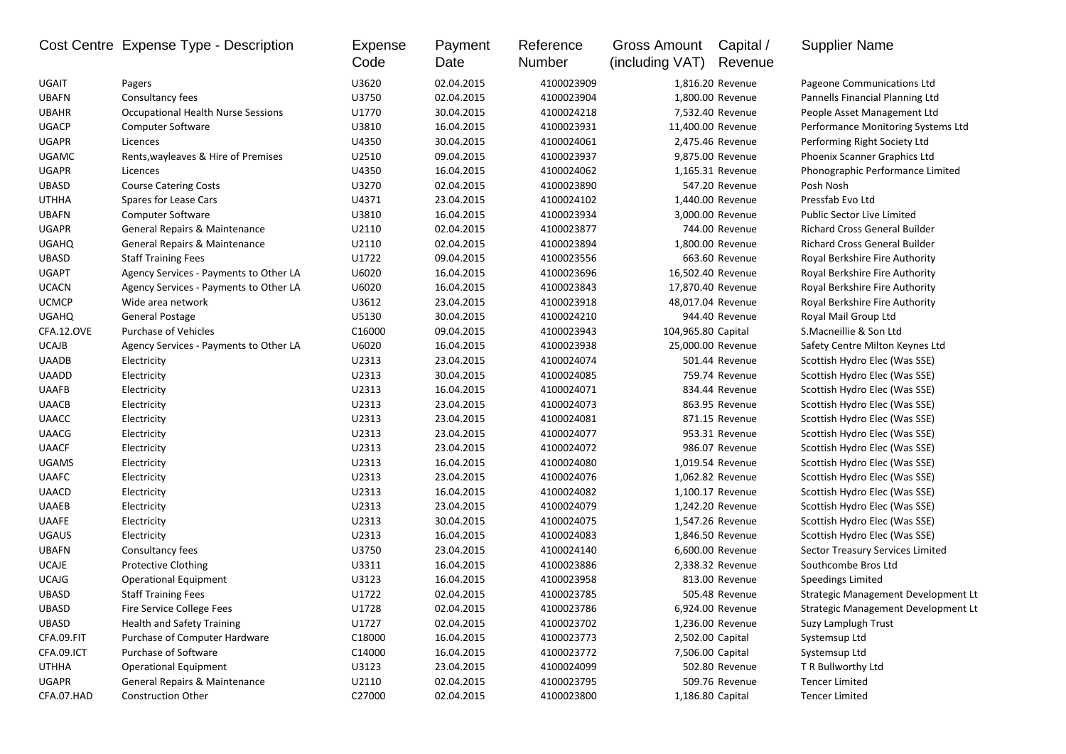| Cost Centre | Expense Type - Description | Expense Code | Payment Date | Reference Number | Gross Amount (including VAT) | Capital / Revenue | Supplier Name |
|---|---|---|---|---|---|---|---|
| UGAIT | Pagers | U3620 | 02.04.2015 | 4100023909 | 1,816.20 | Revenue | Pageone Communications Ltd |
| UBAFN | Consultancy fees | U3750 | 02.04.2015 | 4100023904 | 1,800.00 | Revenue | Pannells Financial Planning Ltd |
| UBAHR | Occupational Health Nurse Sessions | U1770 | 30.04.2015 | 4100024218 | 7,532.40 | Revenue | People Asset Management Ltd |
| UGACP | Computer Software | U3810 | 16.04.2015 | 4100023931 | 11,400.00 | Revenue | Performance Monitoring Systems Ltd |
| UGAPR | Licences | U4350 | 30.04.2015 | 4100024061 | 2,475.46 | Revenue | Performing Right Society Ltd |
| UGAMC | Rents,wayleaves & Hire of Premises | U2510 | 09.04.2015 | 4100023937 | 9,875.00 | Revenue | Phoenix Scanner Graphics Ltd |
| UGAPR | Licences | U4350 | 16.04.2015 | 4100024062 | 1,165.31 | Revenue | Phonographic Performance Limited |
| UBASD | Course Catering Costs | U3270 | 02.04.2015 | 4100023890 | 547.20 | Revenue | Posh Nosh |
| UTHHA | Spares for Lease Cars | U4371 | 23.04.2015 | 4100024102 | 1,440.00 | Revenue | Pressfab Evo Ltd |
| UBAFN | Computer Software | U3810 | 16.04.2015 | 4100023934 | 3,000.00 | Revenue | Public Sector Live Limited |
| UGAPR | General Repairs & Maintenance | U2110 | 02.04.2015 | 4100023877 | 744.00 | Revenue | Richard Cross General Builder |
| UGAHQ | General Repairs & Maintenance | U2110 | 02.04.2015 | 4100023894 | 1,800.00 | Revenue | Richard Cross General Builder |
| UBASD | Staff Training Fees | U1722 | 09.04.2015 | 4100023556 | 663.60 | Revenue | Royal Berkshire Fire Authority |
| UGAPT | Agency Services - Payments to Other LA | U6020 | 16.04.2015 | 4100023696 | 16,502.40 | Revenue | Royal Berkshire Fire Authority |
| UCACN | Agency Services - Payments to Other LA | U6020 | 16.04.2015 | 4100023843 | 17,870.40 | Revenue | Royal Berkshire Fire Authority |
| UCMCP | Wide area network | U3612 | 23.04.2015 | 4100023918 | 48,017.04 | Revenue | Royal Berkshire Fire Authority |
| UGAHQ | General Postage | U5130 | 30.04.2015 | 4100024210 | 944.40 | Revenue | Royal Mail Group Ltd |
| CFA.12.OVE | Purchase of Vehicles | C16000 | 09.04.2015 | 4100023943 | 104,965.80 | Capital | S.Macneillie & Son Ltd |
| UCAJB | Agency Services - Payments to Other LA | U6020 | 16.04.2015 | 4100023938 | 25,000.00 | Revenue | Safety Centre Milton Keynes Ltd |
| UAADB | Electricity | U2313 | 23.04.2015 | 4100024074 | 501.44 | Revenue | Scottish Hydro Elec (Was SSE) |
| UAADD | Electricity | U2313 | 30.04.2015 | 4100024085 | 759.74 | Revenue | Scottish Hydro Elec (Was SSE) |
| UAAFB | Electricity | U2313 | 16.04.2015 | 4100024071 | 834.44 | Revenue | Scottish Hydro Elec (Was SSE) |
| UAACB | Electricity | U2313 | 23.04.2015 | 4100024073 | 863.95 | Revenue | Scottish Hydro Elec (Was SSE) |
| UAACC | Electricity | U2313 | 23.04.2015 | 4100024081 | 871.15 | Revenue | Scottish Hydro Elec (Was SSE) |
| UAACG | Electricity | U2313 | 23.04.2015 | 4100024077 | 953.31 | Revenue | Scottish Hydro Elec (Was SSE) |
| UAACF | Electricity | U2313 | 23.04.2015 | 4100024072 | 986.07 | Revenue | Scottish Hydro Elec (Was SSE) |
| UGAMS | Electricity | U2313 | 16.04.2015 | 4100024080 | 1,019.54 | Revenue | Scottish Hydro Elec (Was SSE) |
| UAAFC | Electricity | U2313 | 23.04.2015 | 4100024076 | 1,062.82 | Revenue | Scottish Hydro Elec (Was SSE) |
| UAACD | Electricity | U2313 | 16.04.2015 | 4100024082 | 1,100.17 | Revenue | Scottish Hydro Elec (Was SSE) |
| UAAEB | Electricity | U2313 | 23.04.2015 | 4100024079 | 1,242.20 | Revenue | Scottish Hydro Elec (Was SSE) |
| UAAFE | Electricity | U2313 | 30.04.2015 | 4100024075 | 1,547.26 | Revenue | Scottish Hydro Elec (Was SSE) |
| UGAUS | Electricity | U2313 | 16.04.2015 | 4100024083 | 1,846.50 | Revenue | Scottish Hydro Elec (Was SSE) |
| UBAFN | Consultancy fees | U3750 | 23.04.2015 | 4100024140 | 6,600.00 | Revenue | Sector Treasury Services Limited |
| UCAJE | Protective Clothing | U3311 | 16.04.2015 | 4100023886 | 2,338.32 | Revenue | Southcombe Bros Ltd |
| UCAJG | Operational Equipment | U3123 | 16.04.2015 | 4100023958 | 813.00 | Revenue | Speedings Limited |
| UBASD | Staff Training Fees | U1722 | 02.04.2015 | 4100023785 | 505.48 | Revenue | Strategic Management Development Lt |
| UBASD | Fire Service College Fees | U1728 | 02.04.2015 | 4100023786 | 6,924.00 | Revenue | Strategic Management Development Lt |
| UBASD | Health and Safety Training | U1727 | 02.04.2015 | 4100023702 | 1,236.00 | Revenue | Suzy Lamplugh Trust |
| CFA.09.FIT | Purchase of Computer Hardware | C18000 | 16.04.2015 | 4100023773 | 2,502.00 | Capital | Systemsup Ltd |
| CFA.09.ICT | Purchase of Software | C14000 | 16.04.2015 | 4100023772 | 7,506.00 | Capital | Systemsup Ltd |
| UTHHA | Operational Equipment | U3123 | 23.04.2015 | 4100024099 | 502.80 | Revenue | T R Bullworthy Ltd |
| UGAPR | General Repairs & Maintenance | U2110 | 02.04.2015 | 4100023795 | 509.76 | Revenue | Tencer Limited |
| CFA.07.HAD | Construction Other | C27000 | 02.04.2015 | 4100023800 | 1,186.80 | Capital | Tencer Limited |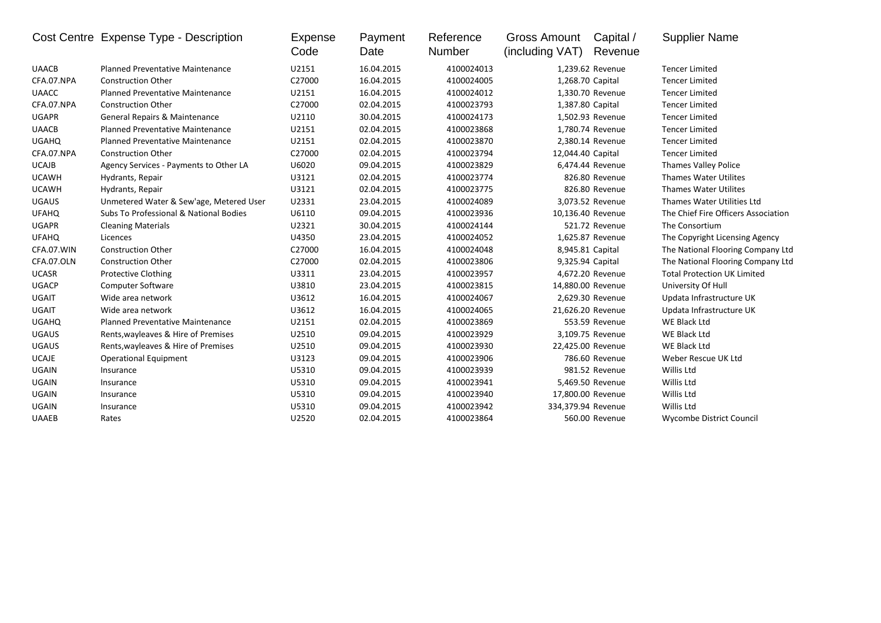| Cost Centre | Expense Type - Description | Expense Code | Payment Date | Reference Number | Gross Amount (including VAT) | Capital / Revenue | Supplier Name |
|---|---|---|---|---|---|---|---|
| UAACB | Planned Preventative Maintenance | U2151 | 16.04.2015 | 4100024013 | 1,239.62 | Revenue | Tencer Limited |
| CFA.07.NPA | Construction Other | C27000 | 16.04.2015 | 4100024005 | 1,268.70 | Capital | Tencer Limited |
| UAACC | Planned Preventative Maintenance | U2151 | 16.04.2015 | 4100024012 | 1,330.70 | Revenue | Tencer Limited |
| CFA.07.NPA | Construction Other | C27000 | 02.04.2015 | 4100023793 | 1,387.80 | Capital | Tencer Limited |
| UGAPR | General Repairs & Maintenance | U2110 | 30.04.2015 | 4100024173 | 1,502.93 | Revenue | Tencer Limited |
| UAACB | Planned Preventative Maintenance | U2151 | 02.04.2015 | 4100023868 | 1,780.74 | Revenue | Tencer Limited |
| UGAHQ | Planned Preventative Maintenance | U2151 | 02.04.2015 | 4100023870 | 2,380.14 | Revenue | Tencer Limited |
| CFA.07.NPA | Construction Other | C27000 | 02.04.2015 | 4100023794 | 12,044.40 | Capital | Tencer Limited |
| UCAJB | Agency Services - Payments to Other LA | U6020 | 09.04.2015 | 4100023829 | 6,474.44 | Revenue | Thames Valley Police |
| UCAWH | Hydrants, Repair | U3121 | 02.04.2015 | 4100023774 | 826.80 | Revenue | Thames Water Utilites |
| UCAWH | Hydrants, Repair | U3121 | 02.04.2015 | 4100023775 | 826.80 | Revenue | Thames Water Utilites |
| UGAUS | Unmetered Water & Sew'age, Metered User | U2331 | 23.04.2015 | 4100024089 | 3,073.52 | Revenue | Thames Water Utilities Ltd |
| UFAHQ | Subs To Professional & National Bodies | U6110 | 09.04.2015 | 4100023936 | 10,136.40 | Revenue | The Chief Fire Officers Association |
| UGAPR | Cleaning Materials | U2321 | 30.04.2015 | 4100024144 | 521.72 | Revenue | The Consortium |
| UFAHQ | Licences | U4350 | 23.04.2015 | 4100024052 | 1,625.87 | Revenue | The Copyright Licensing Agency |
| CFA.07.WIN | Construction Other | C27000 | 16.04.2015 | 4100024048 | 8,945.81 | Capital | The National Flooring Company Ltd |
| CFA.07.OLN | Construction Other | C27000 | 02.04.2015 | 4100023806 | 9,325.94 | Capital | The National Flooring Company Ltd |
| UCASR | Protective Clothing | U3311 | 23.04.2015 | 4100023957 | 4,672.20 | Revenue | Total Protection UK Limited |
| UGACP | Computer Software | U3810 | 23.04.2015 | 4100023815 | 14,880.00 | Revenue | University Of Hull |
| UGAIT | Wide area network | U3612 | 16.04.2015 | 4100024067 | 2,629.30 | Revenue | Updata Infrastructure UK |
| UGAIT | Wide area network | U3612 | 16.04.2015 | 4100024065 | 21,626.20 | Revenue | Updata Infrastructure UK |
| UGAHQ | Planned Preventative Maintenance | U2151 | 02.04.2015 | 4100023869 | 553.59 | Revenue | WE Black Ltd |
| UGAUS | Rents,wayleaves & Hire of Premises | U2510 | 09.04.2015 | 4100023929 | 3,109.75 | Revenue | WE Black Ltd |
| UGAUS | Rents,wayleaves & Hire of Premises | U2510 | 09.04.2015 | 4100023930 | 22,425.00 | Revenue | WE Black Ltd |
| UCAJE | Operational Equipment | U3123 | 09.04.2015 | 4100023906 | 786.60 | Revenue | Weber Rescue UK Ltd |
| UGAIN | Insurance | U5310 | 09.04.2015 | 4100023939 | 981.52 | Revenue | Willis Ltd |
| UGAIN | Insurance | U5310 | 09.04.2015 | 4100023941 | 5,469.50 | Revenue | Willis Ltd |
| UGAIN | Insurance | U5310 | 09.04.2015 | 4100023940 | 17,800.00 | Revenue | Willis Ltd |
| UGAIN | Insurance | U5310 | 09.04.2015 | 4100023942 | 334,379.94 | Revenue | Willis Ltd |
| UAAEB | Rates | U2520 | 02.04.2015 | 4100023864 | 560.00 | Revenue | Wycombe District Council |